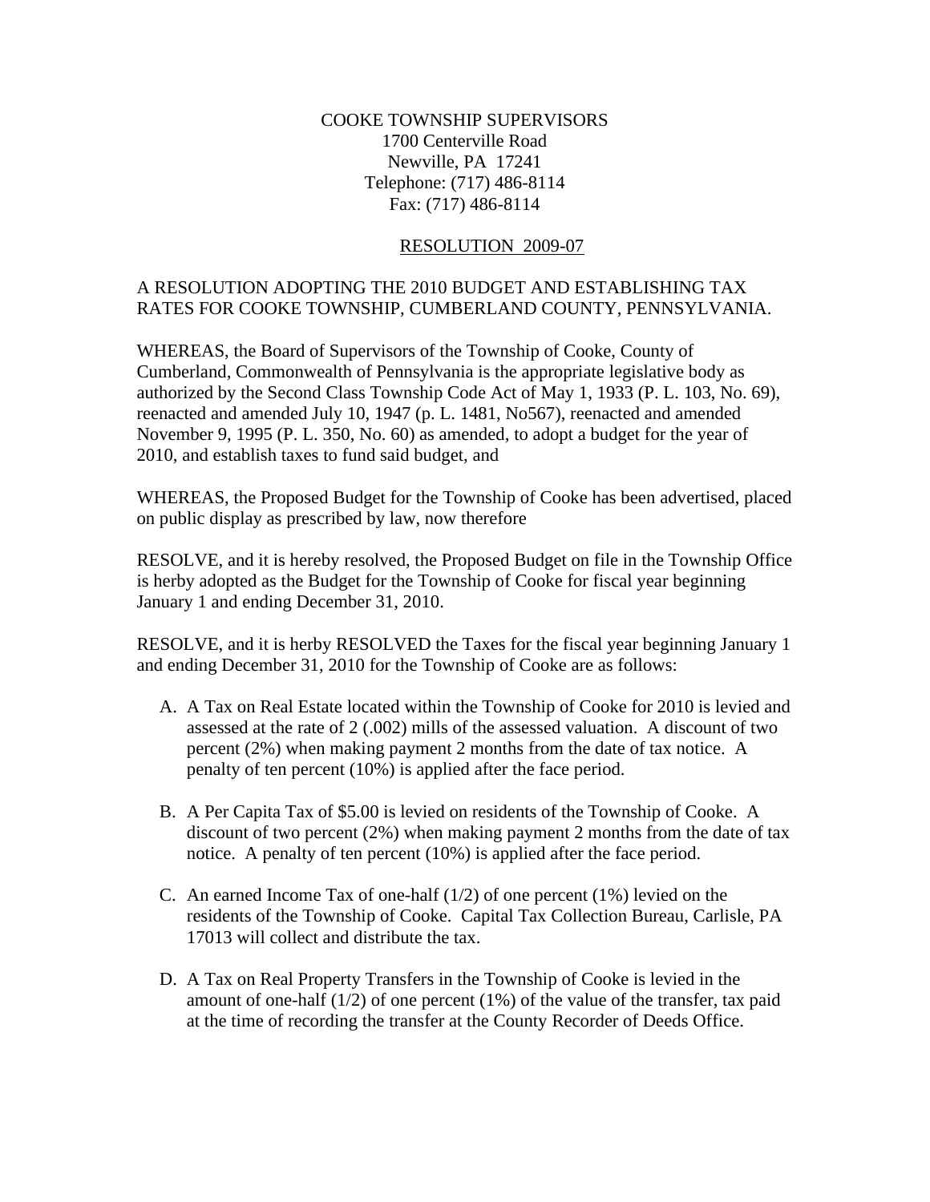COOKE TOWNSHIP SUPERVISORS
1700 Centerville Road
Newville, PA 17241
Telephone: (717) 486-8114
Fax: (717) 486-8114

RESOLUTION 2009-07

A RESOLUTION ADOPTING THE 2010 BUDGET AND ESTABLISHING TAX RATES FOR COOKE TOWNSHIP, CUMBERLAND COUNTY, PENNSYLVANIA.

WHEREAS, the Board of Supervisors of the Township of Cooke, County of Cumberland, Commonwealth of Pennsylvania is the appropriate legislative body as authorized by the Second Class Township Code Act of May 1, 1933 (P. L. 103, No. 69), reenacted and amended July 10, 1947 (p. L. 1481, No567), reenacted and amended November 9, 1995 (P. L. 350, No. 60) as amended, to adopt a budget for the year of 2010, and establish taxes to fund said budget, and

WHEREAS, the Proposed Budget for the Township of Cooke has been advertised, placed on public display as prescribed by law, now therefore

RESOLVE, and it is hereby resolved, the Proposed Budget on file in the Township Office is herby adopted as the Budget for the Township of Cooke for fiscal year beginning January 1 and ending December 31, 2010.

RESOLVE, and it is herby RESOLVED the Taxes for the fiscal year beginning January 1 and ending December 31, 2010 for the Township of Cooke are as follows:

A. A Tax on Real Estate located within the Township of Cooke for 2010 is levied and assessed at the rate of 2 (.002) mills of the assessed valuation. A discount of two percent (2%) when making payment 2 months from the date of tax notice. A penalty of ten percent (10%) is applied after the face period.

B. A Per Capita Tax of $5.00 is levied on residents of the Township of Cooke. A discount of two percent (2%) when making payment 2 months from the date of tax notice. A penalty of ten percent (10%) is applied after the face period.

C. An earned Income Tax of one-half (1/2) of one percent (1%) levied on the residents of the Township of Cooke. Capital Tax Collection Bureau, Carlisle, PA 17013 will collect and distribute the tax.

D. A Tax on Real Property Transfers in the Township of Cooke is levied in the amount of one-half (1/2) of one percent (1%) of the value of the transfer, tax paid at the time of recording the transfer at the County Recorder of Deeds Office.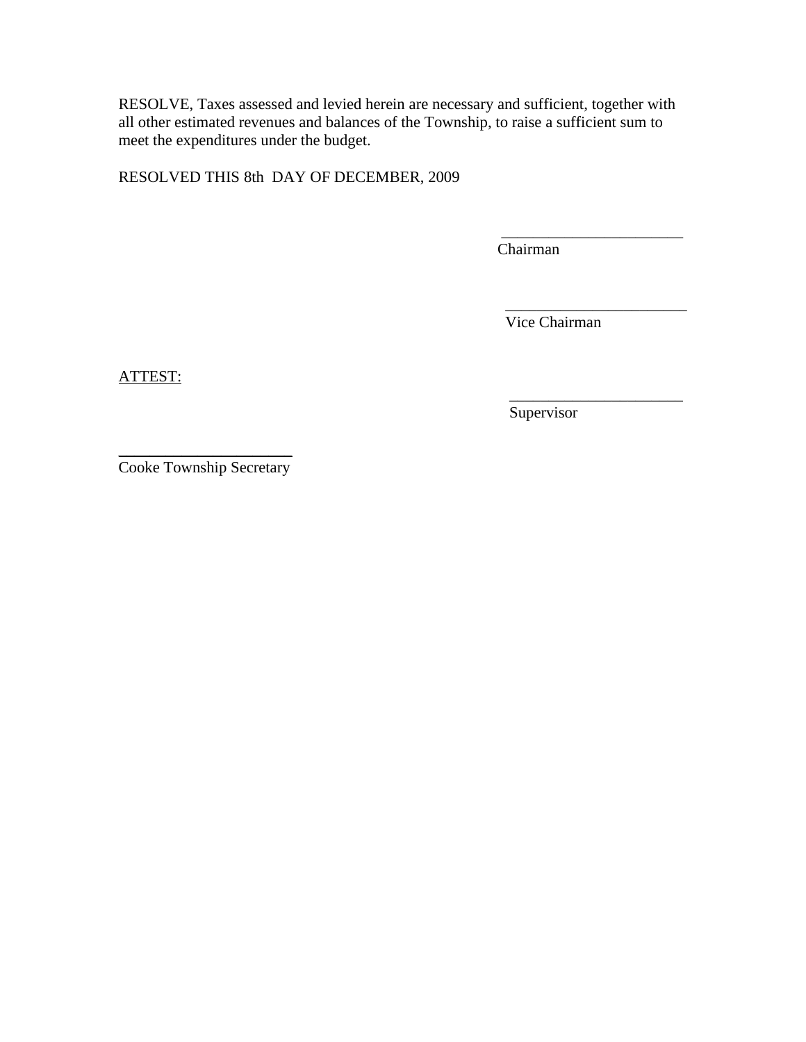RESOLVE, Taxes assessed and levied herein are necessary and sufficient, together with all other estimated revenues and balances of the Township, to raise a sufficient sum to meet the expenditures under the budget.

RESOLVED THIS 8th DAY OF DECEMBER, 2009

_______________________
Chairman

_______________________
Vice Chairman

ATTEST:

_______________________
Supervisor

_______________________
Cooke Township Secretary